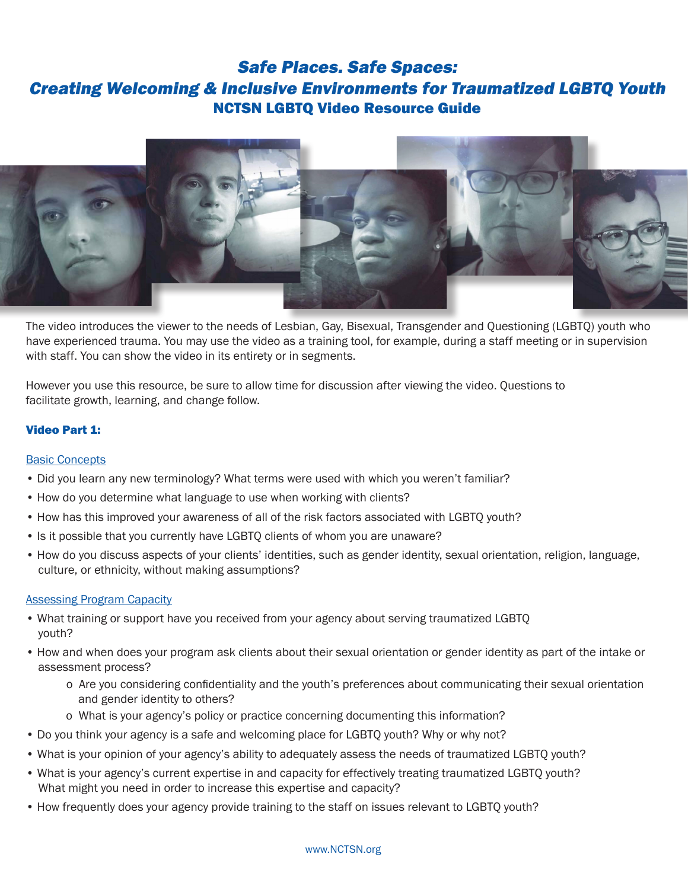# *Safe Places. Safe Spaces:*
# *Creating Welcoming & Inclusive Environments for Traumatized LGBTQ Youth*
## NCTSN LGBTQ Video Resource Guide

The video introduces the viewer to the needs of Lesbian, Gay, Bisexual, Transgender and Questioning (LGBTQ) youth who have experienced trauma. You may use the video as a training tool, for example, during a staff meeting or in supervision with staff. You can show the video in its entirety or in segments.

However you use this resource, be sure to allow time for discussion after viewing the video. Questions to facilitate growth, learning, and change follow.

### Video Part 1:

#### Basic Concepts

- Did you learn any new terminology? What terms were used with which you weren't familiar?
- How do you determine what language to use when working with clients?
- How has this improved your awareness of all of the risk factors associated with LGBTQ youth?
- Is it possible that you currently have LGBTQ clients of whom you are unaware?
- How do you discuss aspects of your clients' identities, such as gender identity, sexual orientation, religion, language, culture, or ethnicity, without making assumptions?

#### Assessing Program Capacity

- What training or support have you received from your agency about serving traumatized LGBTQ youth?
- How and when does your program ask clients about their sexual orientation or gender identity as part of the intake or assessment process?
  - Are you considering confidentiality and the youth's preferences about communicating their sexual orientation and gender identity to others?
  - What is your agency's policy or practice concerning documenting this information?
- Do you think your agency is a safe and welcoming place for LGBTQ youth? Why or why not?
- What is your opinion of your agency's ability to adequately assess the needs of traumatized LGBTQ youth?
- What is your agency's current expertise in and capacity for effectively treating traumatized LGBTQ youth? What might you need in order to increase this expertise and capacity?
- How frequently does your agency provide training to the staff on issues relevant to LGBTQ youth?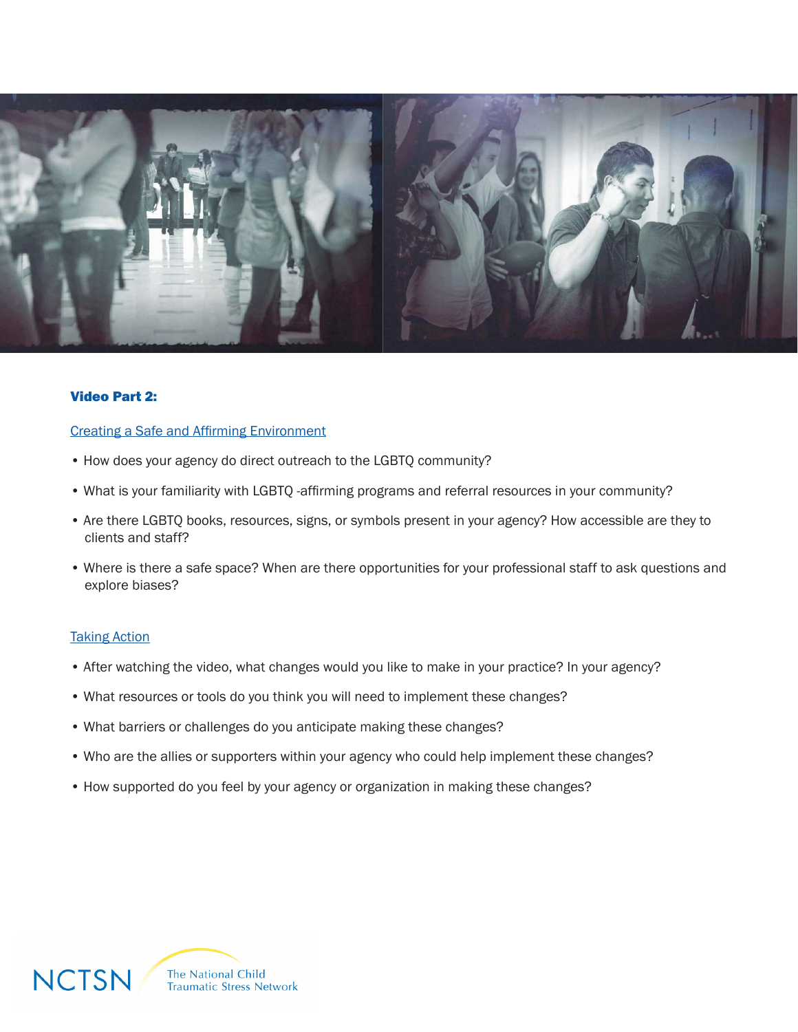**Video Part 2:**

Creating a Safe and Affirming Environment

- How does your agency do direct outreach to the LGBTQ community?
- What is your familiarity with LGBTQ -affirming programs and referral resources in your community?
- Are there LGBTQ books, resources, signs, or symbols present in your agency? How accessible are they to clients and staff?
- Where is there a safe space? When are there opportunities for your professional staff to ask questions and explore biases?

Taking Action

- After watching the video, what changes would you like to make in your practice? In your agency?
- What resources or tools do you think you will need to implement these changes?
- What barriers or challenges do you anticipate making these changes?
- Who are the allies or supporters within your agency who could help implement these changes?
- How supported do you feel by your agency or organization in making these changes?

NCTSN The National Child Traumatic Stress Network